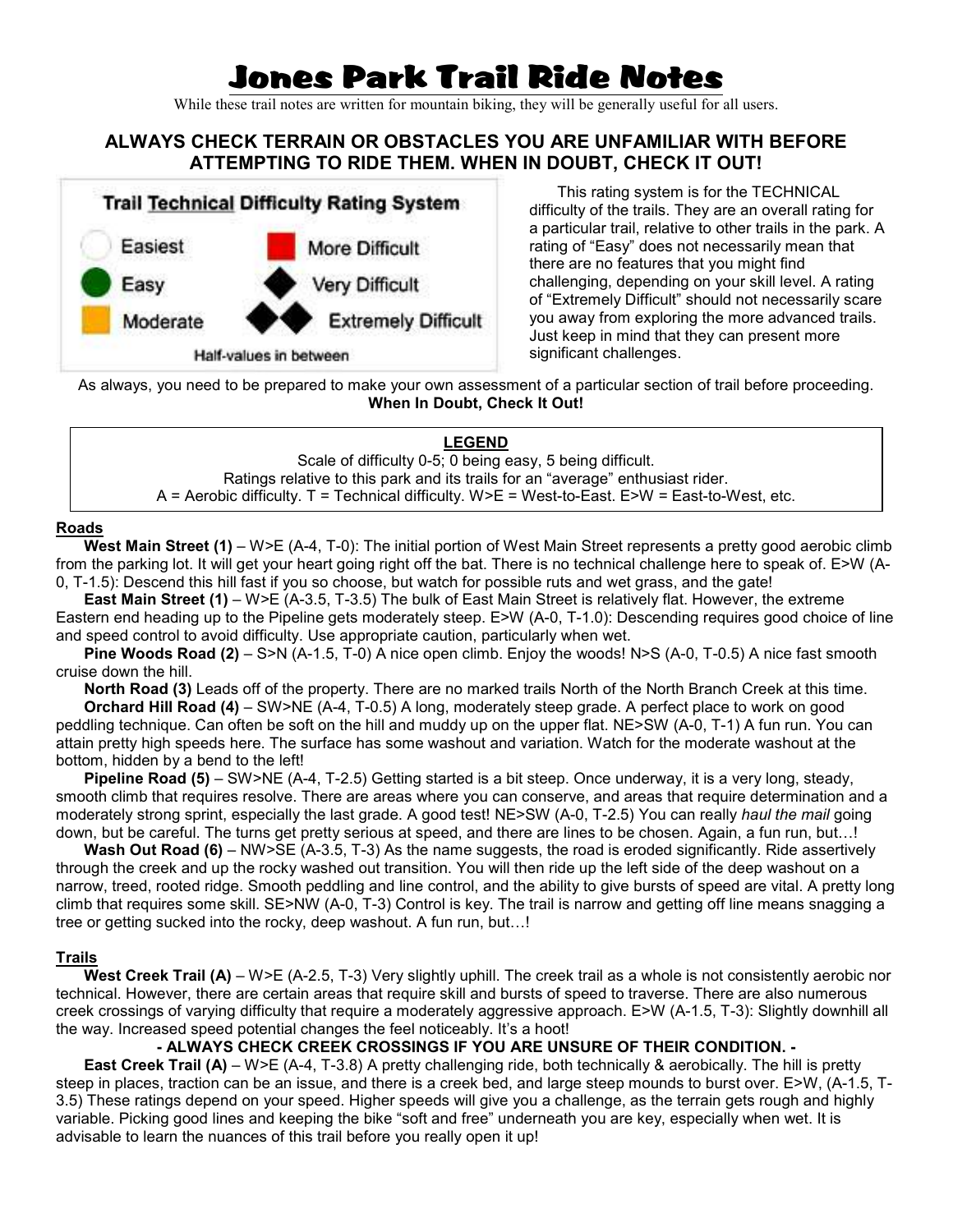# Jones Park Trail Ride Notes

While these trail notes are written for mountain biking, they will be generally useful for all users.

## ALWAYS CHECK TERRAIN OR OBSTACLES YOU ARE UNFAMILIAR WITH BEFORE ATTEMPTING TO RIDE THEM. WHEN IN DOUBT, CHECK IT OUT!

**Trail Technical Difficulty Rating System**

| | |
|---|---|
| Easiest | More Difficult |
| Easy | Very Difficult |
| Moderate | Extremely Difficult |

Half-values in between

This rating system is for the TECHNICAL difficulty of the trails. They are an overall rating for a particular trail, relative to other trails in the park. A rating of "Easy" does not necessarily mean that there are no features that you might find challenging, depending on your skill level. A rating of "Extremely Difficult" should not necessarily scare you away from exploring the more advanced trails. Just keep in mind that they can present more significant challenges.

As always, you need to be prepared to make your own assessment of a particular section of trail before proceeding. **When In Doubt, Check It Out!**

**LEGEND**

Scale of difficulty 0-5; 0 being easy, 5 being difficult.
Ratings relative to this park and its trails for an "average" enthusiast rider.
A = Aerobic difficulty. T = Technical difficulty. W>E = West-to-East. E>W = East-to-West, etc.

### Roads

**West Main Street (1)** – W>E (A-4, T-0): The initial portion of West Main Street represents a pretty good aerobic climb from the parking lot. It will get your heart going right off the bat. There is no technical challenge here to speak of. E>W (A-0, T-1.5): Descend this hill fast if you so choose, but watch for possible ruts and wet grass, and the gate!

**East Main Street (1)** – W>E (A-3.5, T-3.5) The bulk of East Main Street is relatively flat. However, the extreme Eastern end heading up to the Pipeline gets moderately steep. E>W (A-0, T-1.0): Descending requires good choice of line and speed control to avoid difficulty. Use appropriate caution, particularly when wet.

**Pine Woods Road (2)** – S>N (A-1.5, T-0) A nice open climb. Enjoy the woods! N>S (A-0, T-0.5) A nice fast smooth cruise down the hill.

**North Road (3)** Leads off of the property. There are no marked trails North of the North Branch Creek at this time.

**Orchard Hill Road (4)** – SW>NE (A-4, T-0.5) A long, moderately steep grade. A perfect place to work on good peddling technique. Can often be soft on the hill and muddy up on the upper flat. NE>SW (A-0, T-1) A fun run. You can attain pretty high speeds here. The surface has some washout and variation. Watch for the moderate washout at the bottom, hidden by a bend to the left!

**Pipeline Road (5)** – SW>NE (A-4, T-2.5) Getting started is a bit steep. Once underway, it is a very long, steady, smooth climb that requires resolve. There are areas where you can conserve, and areas that require determination and a moderately strong sprint, especially the last grade. A good test! NE>SW (A-0, T-2.5) You can really *haul the mail* going down, but be careful. The turns get pretty serious at speed, and there are lines to be chosen. Again, a fun run, but…!

**Wash Out Road (6)** – NW>SE (A-3.5, T-3) As the name suggests, the road is eroded significantly. Ride assertively through the creek and up the rocky washed out transition. You will then ride up the left side of the deep washout on a narrow, treed, rooted ridge. Smooth peddling and line control, and the ability to give bursts of speed are vital. A pretty long climb that requires some skill. SE>NW (A-0, T-3) Control is key. The trail is narrow and getting off line means snagging a tree or getting sucked into the rocky, deep washout. A fun run, but…!

### Trails

**West Creek Trail (A)** – W>E (A-2.5, T-3) Very slightly uphill. The creek trail as a whole is not consistently aerobic nor technical. However, there are certain areas that require skill and bursts of speed to traverse. There are also numerous creek crossings of varying difficulty that require a moderately aggressive approach. E>W (A-1.5, T-3): Slightly downhill all the way. Increased speed potential changes the feel noticeably. It's a hoot!

**- ALWAYS CHECK CREEK CROSSINGS IF YOU ARE UNSURE OF THEIR CONDITION. -**

**East Creek Trail (A)** – W>E (A-4, T-3.8) A pretty challenging ride, both technically & aerobically. The hill is pretty steep in places, traction can be an issue, and there is a creek bed, and large steep mounds to burst over. E>W, (A-1.5, T-3.5) These ratings depend on your speed. Higher speeds will give you a challenge, as the terrain gets rough and highly variable. Picking good lines and keeping the bike "soft and free" underneath you are key, especially when wet. It is advisable to learn the nuances of this trail before you really open it up!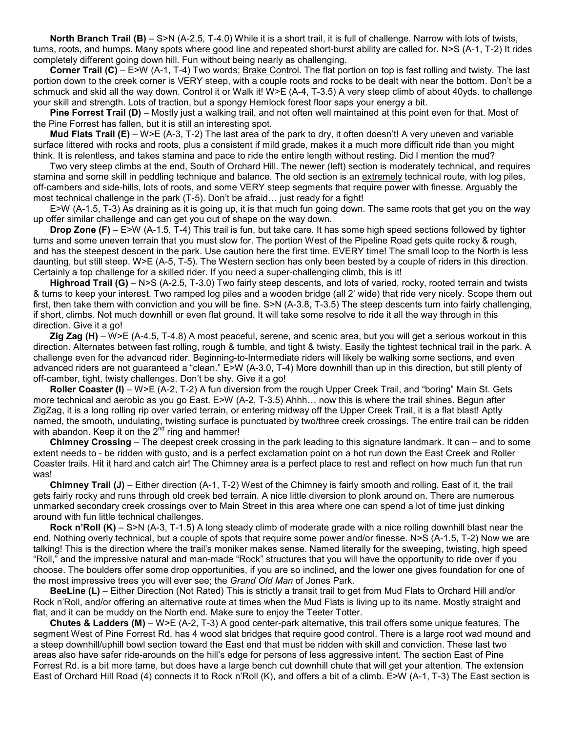**North Branch Trail (B)** – S>N (A-2.5, T-4.0) While it is a short trail, it is full of challenge. Narrow with lots of twists, turns, roots, and humps. Many spots where good line and repeated short-burst ability are called for. N>S (A-1, T-2) It rides completely different going down hill. Fun without being nearly as challenging.

**Corner Trail (C)** – E>W (A-1, T-4) Two words; Brake Control. The flat portion on top is fast rolling and twisty. The last portion down to the creek corner is VERY steep, with a couple roots and rocks to be dealt with near the bottom. Don't be a schmuck and skid all the way down. Control it or Walk it! W>E (A-4, T-3.5) A very steep climb of about 40yds. to challenge your skill and strength. Lots of traction, but a spongy Hemlock forest floor saps your energy a bit.

**Pine Forrest Trail (D)** – Mostly just a walking trail, and not often well maintained at this point even for that. Most of the Pine Forrest has fallen, but it is still an interesting spot.

**Mud Flats Trail (E)** – W>E (A-3, T-2) The last area of the park to dry, it often doesn't! A very uneven and variable surface littered with rocks and roots, plus a consistent if mild grade, makes it a much more difficult ride than you might think. It is relentless, and takes stamina and pace to ride the entire length without resting. Did I mention the mud?

Two very steep climbs at the end, South of Orchard Hill. The newer (left) section is moderately technical, and requires stamina and some skill in peddling technique and balance. The old section is an extremely technical route, with log piles, off-cambers and side-hills, lots of roots, and some VERY steep segments that require power with finesse. Arguably the most technical challenge in the park (T-5). Don't be afraid… just ready for a fight!

E>W (A-1.5, T-3) As draining as it is going up, it is that much fun going down. The same roots that get you on the way up offer similar challenge and can get you out of shape on the way down.

**Drop Zone (F)** – E>W (A-1.5, T-4) This trail is fun, but take care. It has some high speed sections followed by tighter turns and some uneven terrain that you must slow for. The portion West of the Pipeline Road gets quite rocky & rough, and has the steepest descent in the park. Use caution here the first time. EVERY time! The small loop to the North is less daunting, but still steep. W>E (A-5, T-5). The Western section has only been bested by a couple of riders in this direction. Certainly a top challenge for a skilled rider. If you need a super-challenging climb, this is it!

**Highroad Trail (G)** – N>S (A-2.5, T-3.0) Two fairly steep descents, and lots of varied, rocky, rooted terrain and twists & turns to keep your interest. Two ramped log piles and a wooden bridge (all 2' wide) that ride very nicely. Scope them out first, then take them with conviction and you will be fine. S>N (A-3.8, T-3.5) The steep descents turn into fairly challenging, if short, climbs. Not much downhill or even flat ground. It will take some resolve to ride it all the way through in this direction. Give it a go!

**Zig Zag (H)** – W>E (A-4.5, T-4.8) A most peaceful, serene, and scenic area, but you will get a serious workout in this direction. Alternates between fast rolling, rough & tumble, and tight & twisty. Easily the tightest technical trail in the park. A challenge even for the advanced rider. Beginning-to-Intermediate riders will likely be walking some sections, and even advanced riders are not guaranteed a "clean." E>W (A-3.0, T-4) More downhill than up in this direction, but still plenty of off-camber, tight, twisty challenges. Don't be shy. Give it a go!

**Roller Coaster (I)** – W>E (A-2, T-2) A fun diversion from the rough Upper Creek Trail, and "boring" Main St. Gets more technical and aerobic as you go East. E>W (A-2, T-3.5) Ahhh… now this is where the trail shines. Begun after ZigZag, it is a long rolling rip over varied terrain, or entering midway off the Upper Creek Trail, it is a flat blast! Aptly named, the smooth, undulating, twisting surface is punctuated by two/three creek crossings. The entire trail can be ridden with abandon. Keep it on the 2nd ring and hammer!

**Chimney Crossing** – The deepest creek crossing in the park leading to this signature landmark. It can – and to some extent needs to - be ridden with gusto, and is a perfect exclamation point on a hot run down the East Creek and Roller Coaster trails. Hit it hard and catch air! The Chimney area is a perfect place to rest and reflect on how much fun that run was!

**Chimney Trail (J)** – Either direction (A-1, T-2) West of the Chimney is fairly smooth and rolling. East of it, the trail gets fairly rocky and runs through old creek bed terrain. A nice little diversion to plonk around on. There are numerous unmarked secondary creek crossings over to Main Street in this area where one can spend a lot of time just dinking around with fun little technical challenges.

**Rock n'Roll (K)** – S>N (A-3, T-1.5) A long steady climb of moderate grade with a nice rolling downhill blast near the end. Nothing overly technical, but a couple of spots that require some power and/or finesse. N>S (A-1.5, T-2) Now we are talking! This is the direction where the trail's moniker makes sense. Named literally for the sweeping, twisting, high speed "Roll," and the impressive natural and man-made "Rock" structures that you will have the opportunity to ride over if you choose. The boulders offer some drop opportunities, if you are so inclined, and the lower one gives foundation for one of the most impressive trees you will ever see; the *Grand Old Man* of Jones Park.

**BeeLine (L)** – Either Direction (Not Rated) This is strictly a transit trail to get from Mud Flats to Orchard Hill and/or Rock n'Roll, and/or offering an alternative route at times when the Mud Flats is living up to its name. Mostly straight and flat, and it can be muddy on the North end. Make sure to enjoy the Teeter Totter.

**Chutes & Ladders (M)** – W>E (A-2, T-3) A good center-park alternative, this trail offers some unique features. The segment West of Pine Forrest Rd. has 4 wood slat bridges that require good control. There is a large root wad mound and a steep downhill/uphill bowl section toward the East end that must be ridden with skill and conviction. These last two areas also have safer ride-arounds on the hill's edge for persons of less aggressive intent. The section East of Pine Forrest Rd. is a bit more tame, but does have a large bench cut downhill chute that will get your attention. The extension East of Orchard Hill Road (4) connects it to Rock n'Roll (K), and offers a bit of a climb. E>W (A-1, T-3) The East section is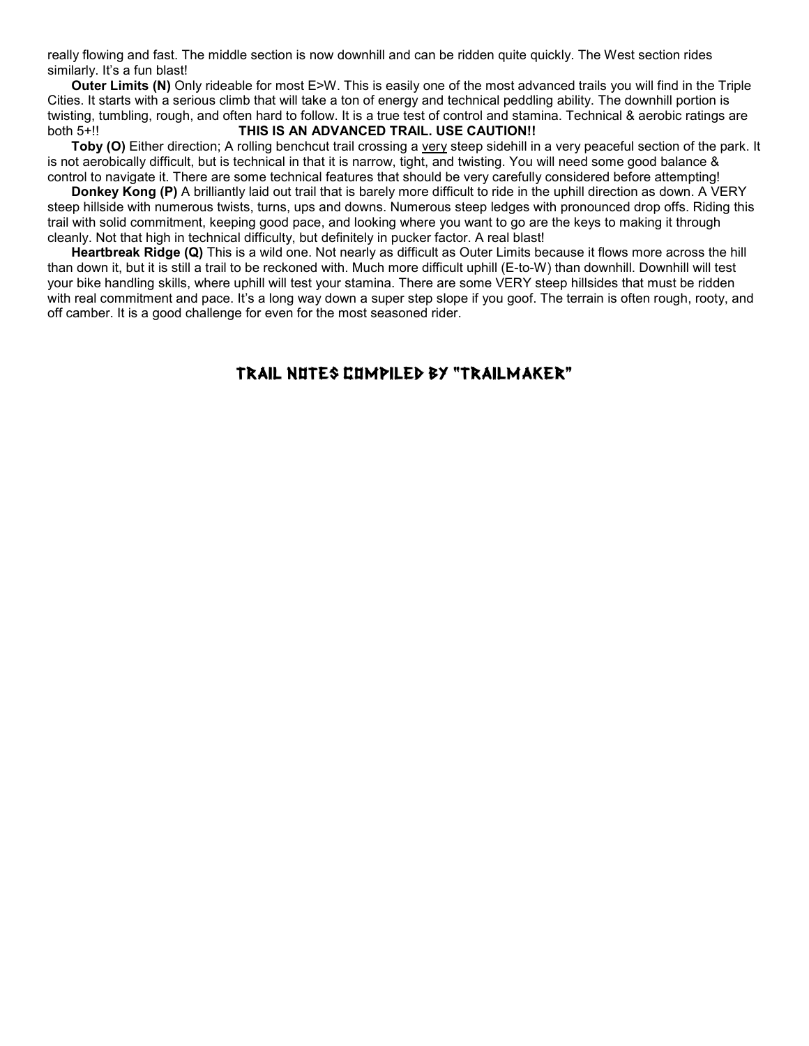really flowing and fast. The middle section is now downhill and can be ridden quite quickly. The West section rides similarly. It's a fun blast!

**Outer Limits (N)** Only rideable for most E>W. This is easily one of the most advanced trails you will find in the Triple Cities. It starts with a serious climb that will take a ton of energy and technical peddling ability. The downhill portion is twisting, tumbling, rough, and often hard to follow. It is a true test of control and stamina. Technical & aerobic ratings are both 5+!! **THIS IS AN ADVANCED TRAIL. USE CAUTION!!**

**Toby (O)** Either direction; A rolling benchcut trail crossing a <u>very</u> steep sidehill in a very peaceful section of the park. It is not aerobically difficult, but is technical in that it is narrow, tight, and twisting. You will need some good balance & control to navigate it. There are some technical features that should be very carefully considered before attempting!

**Donkey Kong (P)** A brilliantly laid out trail that is barely more difficult to ride in the uphill direction as down. A VERY steep hillside with numerous twists, turns, ups and downs. Numerous steep ledges with pronounced drop offs. Riding this trail with solid commitment, keeping good pace, and looking where you want to go are the keys to making it through cleanly. Not that high in technical difficulty, but definitely in pucker factor. A real blast!

**Heartbreak Ridge (Q)** This is a wild one. Not nearly as difficult as Outer Limits because it flows more across the hill than down it, but it is still a trail to be reckoned with. Much more difficult uphill (E-to-W) than downhill. Downhill will test your bike handling skills, where uphill will test your stamina. There are some VERY steep hillsides that must be ridden with real commitment and pace. It's a long way down a super step slope if you goof. The terrain is often rough, rooty, and off camber. It is a good challenge for even for the most seasoned rider.

**TRAIL NOTES COMPILED BY "TRAILMAKER"**